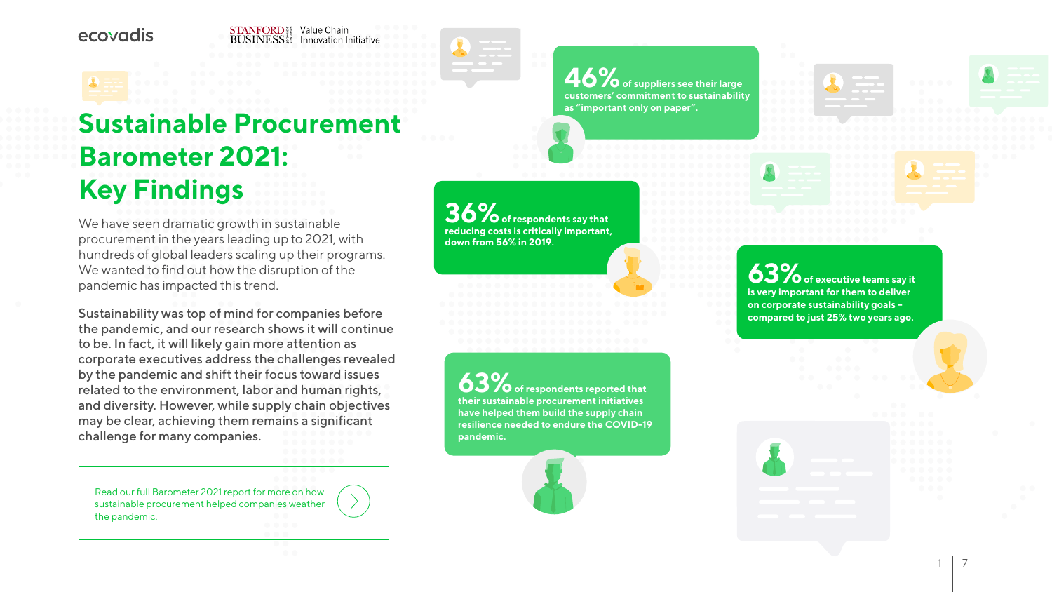ecovadis | STANFORD BUSINESS | Value Chain Innovation Initiative

# Sustainable Procurement Barometer 2021: Key Findings

We have seen dramatic growth in sustainable procurement in the years leading up to 2021, with hundreds of global leaders scaling up their programs. We wanted to find out how the disruption of the pandemic has impacted this trend.

Sustainability was top of mind for companies before the pandemic, and our research shows it will continue to be. In fact, it will likely gain more attention as corporate executives address the challenges revealed by the pandemic and shift their focus toward issues related to the environment, labor and human rights, and diversity. However, while supply chain objectives may be clear, achieving them remains a significant challenge for many companies.

Read our full Barometer 2021 report for more on how sustainable procurement helped companies weather the pandemic.

**46%** of suppliers see their large customers' commitment to sustainability as "important only on paper".

**36%** of respondents say that reducing costs is critically important, down from 56% in 2019.

**63%** of executive teams say it is very important for them to deliver on corporate sustainability goals – compared to just 25% two years ago.

**63%** of respondents reported that their sustainable procurement initiatives have helped them build the supply chain resilience needed to endure the COVID-19 pandemic.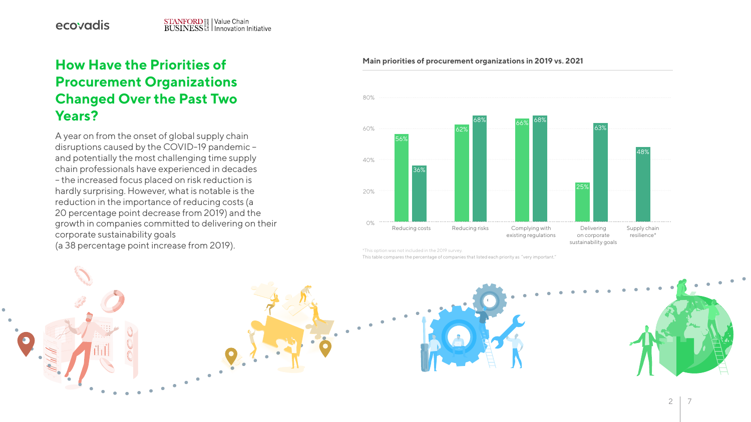# How Have the Priorities of Procurement Organizations Changed Over the Past Two Years?

A year on from the onset of global supply chain disruptions caused by the COVID-19 pandemic – and potentially the most challenging time supply chain professionals have experienced in decades – the increased focus placed on risk reduction is hardly surprising. However, what is notable is the reduction in the importance of reducing costs (a 20 percentage point decrease from 2019) and the growth in companies committed to delivering on their corporate sustainability goals (a 38 percentage point increase from 2019).

**Main priorities of procurement organizations in 2019 vs. 2021**

| Priority | 2019 | 2021 |
|---|---|---|
| Reducing costs | 56% | 36% |
| Reducing risks | 62% | 68% |
| Complying with existing regulations | 66% | 68% |
| Delivering on corporate sustainability goals | 25% | 63% |
| Supply chain resilience* | | 48% |

*This option was not included in the 2019 survey.

This table compares the percentage of companies that listed each priority as "very important."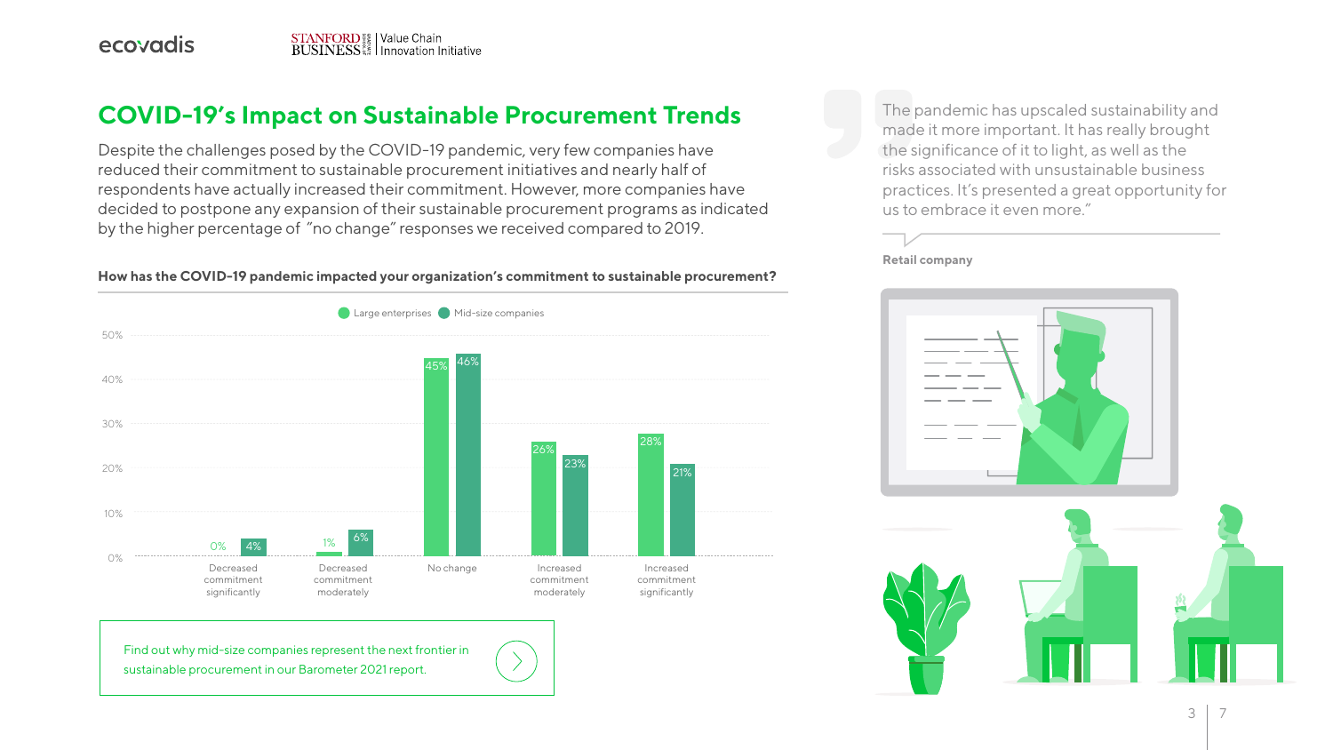# COVID-19's Impact on Sustainable Procurement Trends

Despite the challenges posed by the COVID-19 pandemic, very few companies have reduced their commitment to sustainable procurement initiatives and nearly half of respondents have actually increased their commitment. However, more companies have decided to postpone any expansion of their sustainable procurement programs as indicated by the higher percentage of "no change" responses we received compared to 2019.

**How has the COVID-19 pandemic impacted your organization's commitment to sustainable procurement?**

| | Large enterprises | Mid-size companies |
|---|---|---|
| Decreased commitment significantly | 0% | 4% |
| Decreased commitment moderately | 1% | 6% |
| No change | 45% | 46% |
| Increased commitment moderately | 26% | 23% |
| Increased commitment significantly | 28% | 21% |

Find out why mid-size companies represent the next frontier in sustainable procurement in our Barometer 2021 report.

> The pandemic has upscaled sustainability and made it more important. It has really brought the significance of it to light, as well as the risks associated with unsustainable business practices. It's presented a great opportunity for us to embrace it even more."

**Retail company**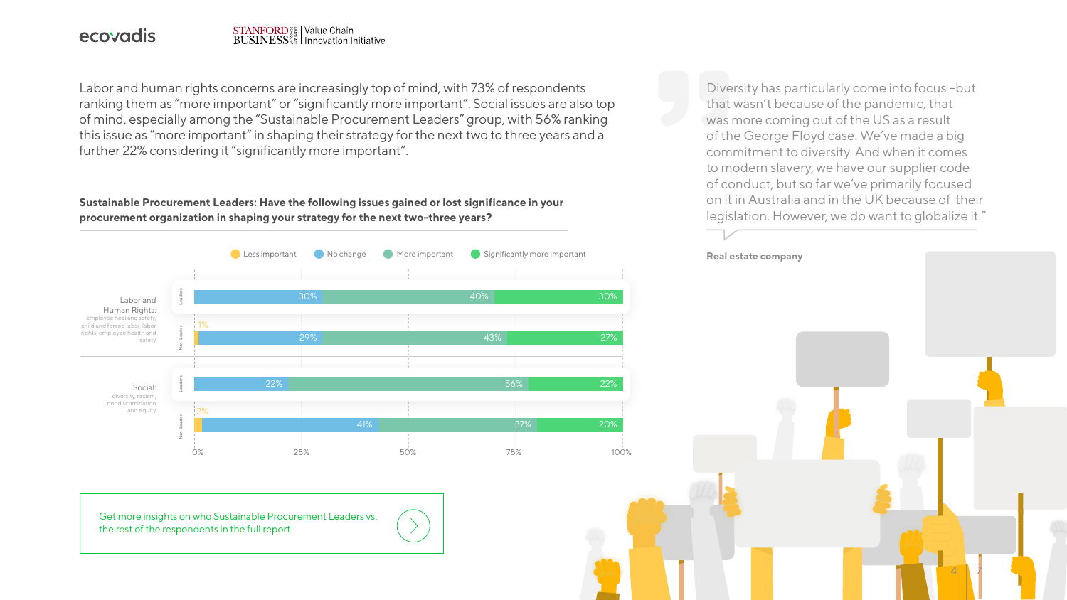Labor and human rights concerns are increasingly top of mind, with 73% of respondents ranking them as "more important" or "significantly more important". Social issues are also top of mind, especially among the "Sustainable Procurement Leaders" group, with 56% ranking this issue as "more important" in shaping their strategy for the next two to three years and a further 22% considering it "significantly more important".

**Sustainable Procurement Leaders: Have the following issues gained or lost significance in your procurement organization in shaping your strategy for the next two-three years?**

| Issue | Group | Less important | No change | More important | Significantly more important |
|---|---|---|---|---|---|
| Labor and Human Rights: employee heal and safety, child and forced labor, labor rights, employee health and safety | Leaders | | 30% | 40% | 30% |
| | Non-Leader | 1% | 29% | 43% | 27% |
| Social: diversity, racism, nondiscrimination and equity | Leaders | | 22% | 56% | 22% |
| | Non-Leader | 2% | 41% | 37% | 20% |

"Diversity has particularly come into focus –but that wasn't because of the pandemic, that was more coming out of the US as a result of the George Floyd case. We've made a big commitment to diversity. And when it comes to modern slavery, we have our supplier code of conduct, but so far we've primarily focused on it in Australia and in the UK because of their legislation. However, we do want to globalize it."

**Real estate company**

Get more insights on who Sustainable Procurement Leaders vs. the rest of the respondents in the full report.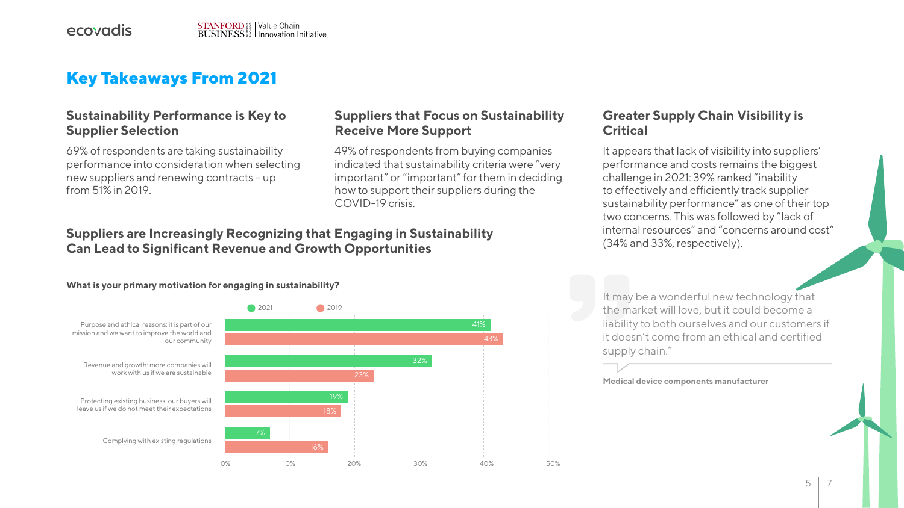# Key Takeaways From 2021

## Sustainability Performance is Key to Supplier Selection

69% of respondents are taking sustainability performance into consideration when selecting new suppliers and renewing contracts – up from 51% in 2019.

## Suppliers that Focus on Sustainability Receive More Support

49% of respondents from buying companies indicated that sustainability criteria were "very important" or "important" for them in deciding how to support their suppliers during the COVID-19 crisis.

## Suppliers are Increasingly Recognizing that Engaging in Sustainability Can Lead to Significant Revenue and Growth Opportunities

**What is your primary motivation for engaging in sustainability?**

| Motivation | 2021 | 2019 |
| --- | --- | --- |
| Purpose and ethical reasons: it is part of our mission and we want to improve the world and our community | 41% | 43% |
| Revenue and growth: more companies will work with us if we are sustainable | 32% | 23% |
| Protecting existing business: our buyers will leave us if we do not meet their expectations | 19% | 18% |
| Complying with existing regulations | 7% | 16% |

## Greater Supply Chain Visibility is Critical

It appears that lack of visibility into suppliers' performance and costs remains the biggest challenge in 2021: 39% ranked "inability to effectively and efficiently track supplier sustainability performance" as one of their top two concerns. This was followed by "lack of internal resources" and "concerns around cost" (34% and 33%, respectively).

> It may be a wonderful new technology that the market will love, but it could become a liability to both ourselves and our customers if it doesn't come from an ethical and certified supply chain."
>
> **Medical device components manufacturer**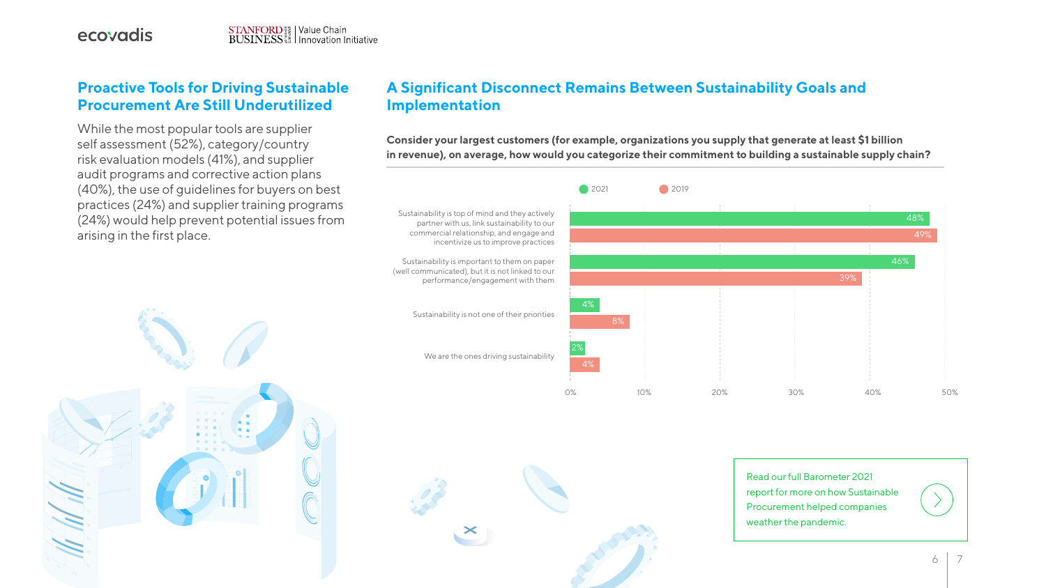## Proactive Tools for Driving Sustainable Procurement Are Still Underutilized

While the most popular tools are supplier self assessment (52%), category/country risk evaluation models (41%), and supplier audit programs and corrective action plans (40%), the use of guidelines for buyers on best practices (24%) and supplier training programs (24%) would help prevent potential issues from arising in the first place.

## A Significant Disconnect Remains Between Sustainability Goals and Implementation

**Consider your largest customers (for example, organizations you supply that generate at least $1 billion in revenue), on average, how would you categorize their commitment to building a sustainable supply chain?**

| | 2021 | 2019 |
|---|---|---|
| Sustainability is top of mind and they actively partner with us, link sustainability to our commercial relationship, and engage and incentivize us to improve practices | 48% | 49% |
| Sustainability is important to them on paper (well communicated), but it is not linked to our performance/engagement with them | 46% | 39% |
| Sustainability is not one of their priorities | 4% | 8% |
| We are the ones driving sustainability | 2% | 4% |

Read our full Barometer 2021 report for more on how Sustainable Procurement helped companies weather the pandemic.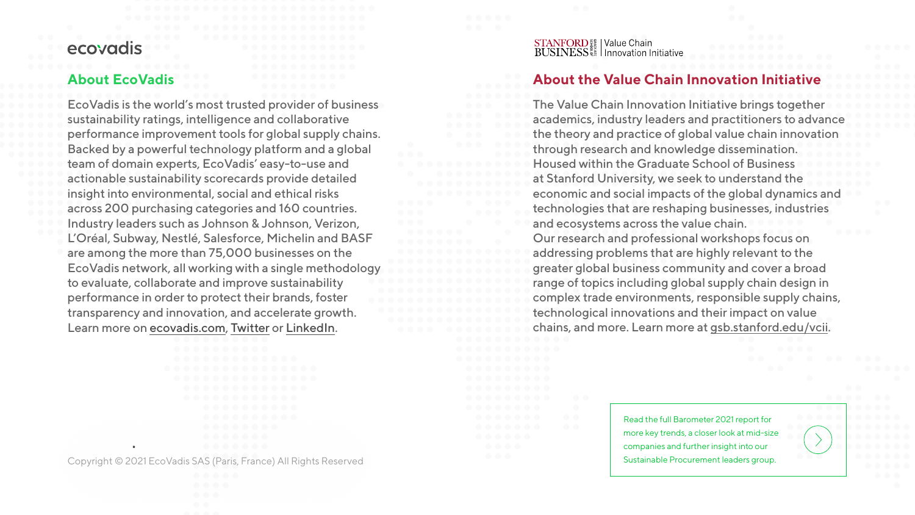ecovadis

## About EcoVadis

EcoVadis is the world's most trusted provider of business sustainability ratings, intelligence and collaborative performance improvement tools for global supply chains. Backed by a powerful technology platform and a global team of domain experts, EcoVadis' easy-to-use and actionable sustainability scorecards provide detailed insight into environmental, social and ethical risks across 200 purchasing categories and 160 countries. Industry leaders such as Johnson & Johnson, Verizon, L'Oréal, Subway, Nestlé, Salesforce, Michelin and BASF are among the more than 75,000 businesses on the EcoVadis network, all working with a single methodology to evaluate, collaborate and improve sustainability performance in order to protect their brands, foster transparency and innovation, and accelerate growth. Learn more on ecovadis.com, Twitter or LinkedIn.

Copyright © 2021 EcoVadis SAS (Paris, France) All Rights Reserved

STANFORD BUSINESS | Value Chain Innovation Initiative

## About the Value Chain Innovation Initiative

The Value Chain Innovation Initiative brings together academics, industry leaders and practitioners to advance the theory and practice of global value chain innovation through research and knowledge dissemination. Housed within the Graduate School of Business at Stanford University, we seek to understand the economic and social impacts of the global dynamics and technologies that are reshaping businesses, industries and ecosystems across the value chain.
Our research and professional workshops focus on addressing problems that are highly relevant to the greater global business community and cover a broad range of topics including global supply chain design in complex trade environments, responsible supply chains, technological innovations and their impact on value chains, and more. Learn more at gsb.stanford.edu/vcii.

Read the full Barometer 2021 report for more key trends, a closer look at mid-size companies and further insight into our Sustainable Procurement leaders group.